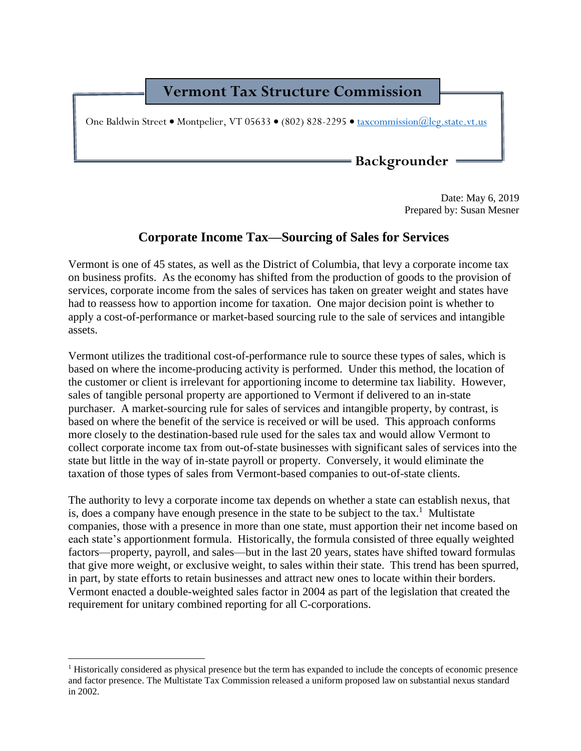# Vermont Tax Structure Commission

One Baldwin Street • Montpelier, VT 05633 • (802) 828-2295 • taxcommission@leg.state.vt.us

**Backgrounder**

Date: May 6, 2019
Prepared by: Susan Mesner

## Corporate Income Tax—Sourcing of Sales for Services

Vermont is one of 45 states, as well as the District of Columbia, that levy a corporate income tax on business profits. As the economy has shifted from the production of goods to the provision of services, corporate income from the sales of services has taken on greater weight and states have had to reassess how to apportion income for taxation. One major decision point is whether to apply a cost-of-performance or market-based sourcing rule to the sale of services and intangible assets.

Vermont utilizes the traditional cost-of-performance rule to source these types of sales, which is based on where the income-producing activity is performed. Under this method, the location of the customer or client is irrelevant for apportioning income to determine tax liability. However, sales of tangible personal property are apportioned to Vermont if delivered to an in-state purchaser. A market-sourcing rule for sales of services and intangible property, by contrast, is based on where the benefit of the service is received or will be used. This approach conforms more closely to the destination-based rule used for the sales tax and would allow Vermont to collect corporate income tax from out-of-state businesses with significant sales of services into the state but little in the way of in-state payroll or property. Conversely, it would eliminate the taxation of those types of sales from Vermont-based companies to out-of-state clients.

The authority to levy a corporate income tax depends on whether a state can establish nexus, that is, does a company have enough presence in the state to be subject to the tax.[1] Multistate companies, those with a presence in more than one state, must apportion their net income based on each state's apportionment formula. Historically, the formula consisted of three equally weighted factors—property, payroll, and sales—but in the last 20 years, states have shifted toward formulas that give more weight, or exclusive weight, to sales within their state. This trend has been spurred, in part, by state efforts to retain businesses and attract new ones to locate within their borders. Vermont enacted a double-weighted sales factor in 2004 as part of the legislation that created the requirement for unitary combined reporting for all C-corporations.

[1] Historically considered as physical presence but the term has expanded to include the concepts of economic presence and factor presence. The Multistate Tax Commission released a uniform proposed law on substantial nexus standard in 2002.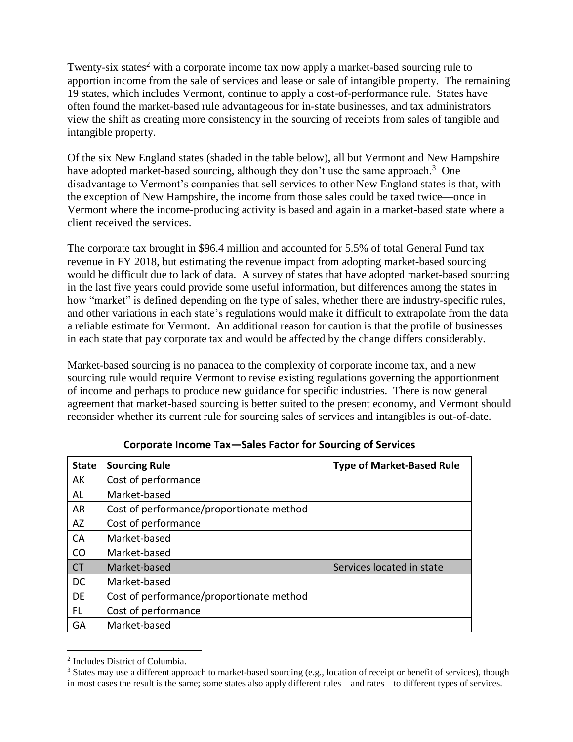Twenty-six states[2] with a corporate income tax now apply a market-based sourcing rule to apportion income from the sale of services and lease or sale of intangible property. The remaining 19 states, which includes Vermont, continue to apply a cost-of-performance rule. States have often found the market-based rule advantageous for in-state businesses, and tax administrators view the shift as creating more consistency in the sourcing of receipts from sales of tangible and intangible property.

Of the six New England states (shaded in the table below), all but Vermont and New Hampshire have adopted market-based sourcing, although they don't use the same approach.[3] One disadvantage to Vermont's companies that sell services to other New England states is that, with the exception of New Hampshire, the income from those sales could be taxed twice—once in Vermont where the income-producing activity is based and again in a market-based state where a client received the services.

The corporate tax brought in $96.4 million and accounted for 5.5% of total General Fund tax revenue in FY 2018, but estimating the revenue impact from adopting market-based sourcing would be difficult due to lack of data. A survey of states that have adopted market-based sourcing in the last five years could provide some useful information, but differences among the states in how "market" is defined depending on the type of sales, whether there are industry-specific rules, and other variations in each state's regulations would make it difficult to extrapolate from the data a reliable estimate for Vermont. An additional reason for caution is that the profile of businesses in each state that pay corporate tax and would be affected by the change differs considerably.

Market-based sourcing is no panacea to the complexity of corporate income tax, and a new sourcing rule would require Vermont to revise existing regulations governing the apportionment of income and perhaps to produce new guidance for specific industries. There is now general agreement that market-based sourcing is better suited to the present economy, and Vermont should reconsider whether its current rule for sourcing sales of services and intangibles is out-of-date.

**Corporate Income Tax—Sales Factor for Sourcing of Services**

| State | Sourcing Rule | Type of Market-Based Rule |
|---|---|---|
| AK | Cost of performance | |
| AL | Market-based | |
| AR | Cost of performance/proportionate method | |
| AZ | Cost of performance | |
| CA | Market-based | |
| CO | Market-based | |
| CT | Market-based | Services located in state |
| DC | Market-based | |
| DE | Cost of performance/proportionate method | |
| FL | Cost of performance | |
| GA | Market-based | |

[2] Includes District of Columbia.

[3] States may use a different approach to market-based sourcing (e.g., location of receipt or benefit of services), though in most cases the result is the same; some states also apply different rules—and rates—to different types of services.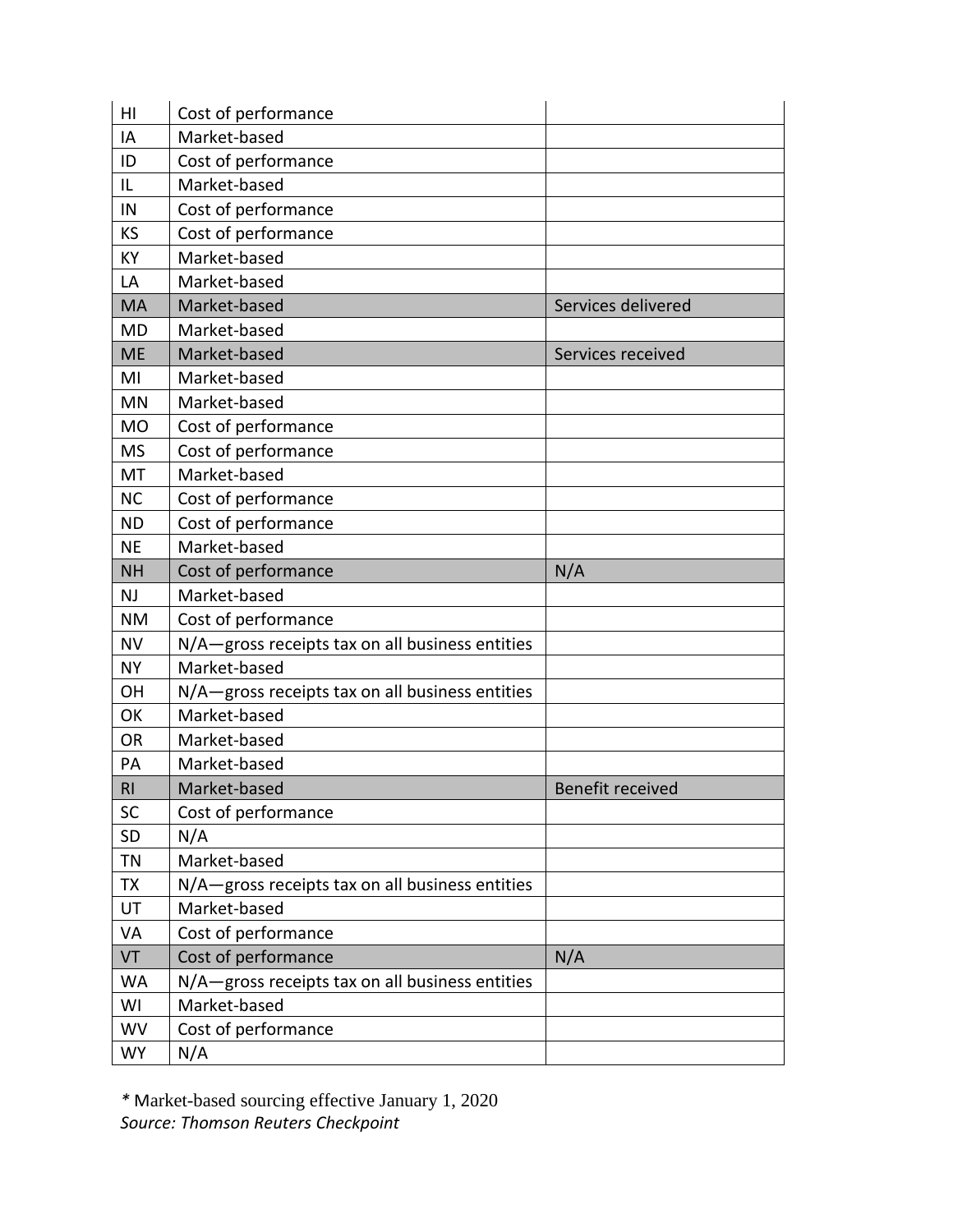| | | |
|---|---|---|
| HI | Cost of performance | |
| IA | Market-based | |
| ID | Cost of performance | |
| IL | Market-based | |
| IN | Cost of performance | |
| KS | Cost of performance | |
| KY | Market-based | |
| LA | Market-based | |
| MA | Market-based | Services delivered |
| MD | Market-based | |
| ME | Market-based | Services received |
| MI | Market-based | |
| MN | Market-based | |
| MO | Cost of performance | |
| MS | Cost of performance | |
| MT | Market-based | |
| NC | Cost of performance | |
| ND | Cost of performance | |
| NE | Market-based | |
| NH | Cost of performance | N/A |
| NJ | Market-based | |
| NM | Cost of performance | |
| NV | N/A—gross receipts tax on all business entities | |
| NY | Market-based | |
| OH | N/A—gross receipts tax on all business entities | |
| OK | Market-based | |
| OR | Market-based | |
| PA | Market-based | |
| RI | Market-based | Benefit received |
| SC | Cost of performance | |
| SD | N/A | |
| TN | Market-based | |
| TX | N/A—gross receipts tax on all business entities | |
| UT | Market-based | |
| VA | Cost of performance | |
| VT | Cost of performance | N/A |
| WA | N/A—gross receipts tax on all business entities | |
| WI | Market-based | |
| WV | Cost of performance | |
| WY | N/A | |

*\** Market-based sourcing effective January 1, 2020

*Source: Thomson Reuters Checkpoint*